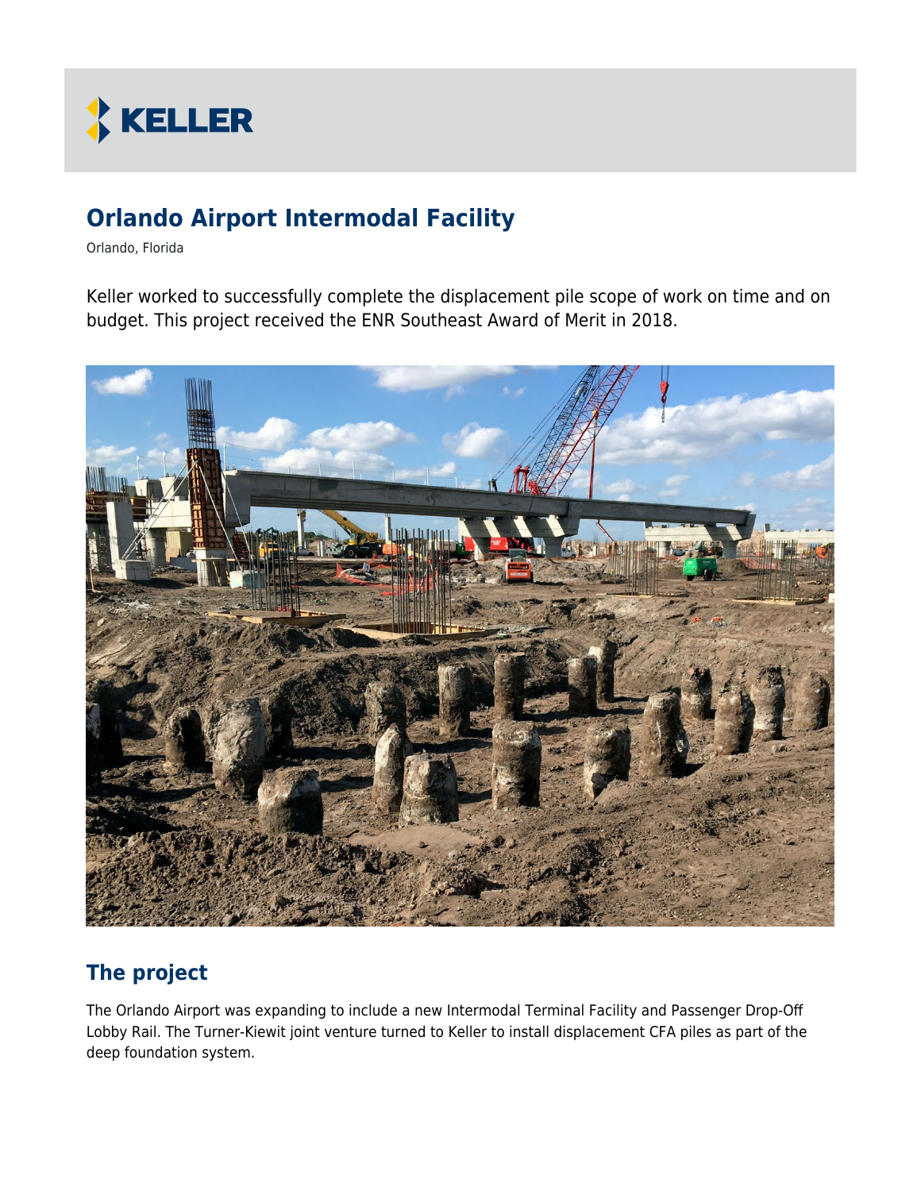KELLER

# Orlando Airport Intermodal Facility

Orlando, Florida

Keller worked to successfully complete the displacement pile scope of work on time and on budget. This project received the ENR Southeast Award of Merit in 2018.

## The project

The Orlando Airport was expanding to include a new Intermodal Terminal Facility and Passenger Drop-Off Lobby Rail. The Turner-Kiewit joint venture turned to Keller to install displacement CFA piles as part of the deep foundation system.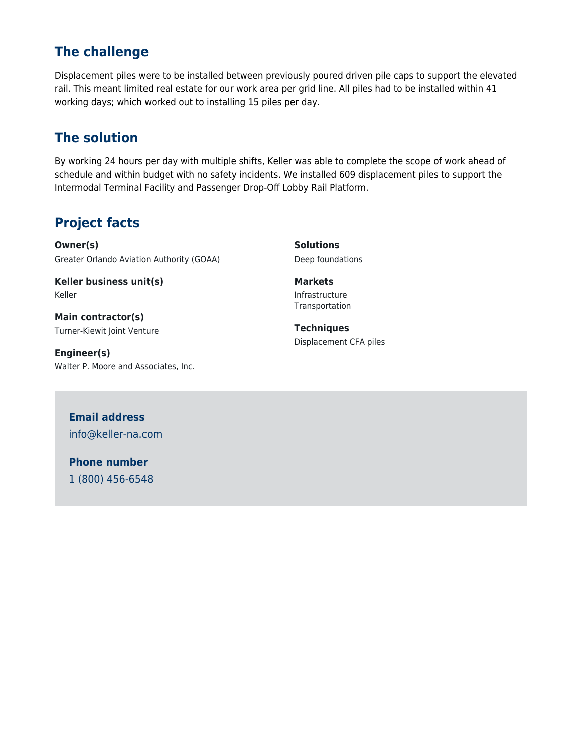## The challenge

Displacement piles were to be installed between previously poured driven pile caps to support the elevated rail. This meant limited real estate for our work area per grid line. All piles had to be installed within 41 working days; which worked out to installing 15 piles per day.

## The solution

By working 24 hours per day with multiple shifts, Keller was able to complete the scope of work ahead of schedule and within budget with no safety incidents. We installed 609 displacement piles to support the Intermodal Terminal Facility and Passenger Drop-Off Lobby Rail Platform.

## Project facts

**Owner(s)**
Greater Orlando Aviation Authority (GOAA)

**Keller business unit(s)**
Keller

**Main contractor(s)**
Turner-Kiewit Joint Venture

**Engineer(s)**
Walter P. Moore and Associates, Inc.

**Solutions**
Deep foundations

**Markets**
Infrastructure
Transportation

**Techniques**
Displacement CFA piles

**Email address**
info@keller-na.com

**Phone number**
1 (800) 456-6548